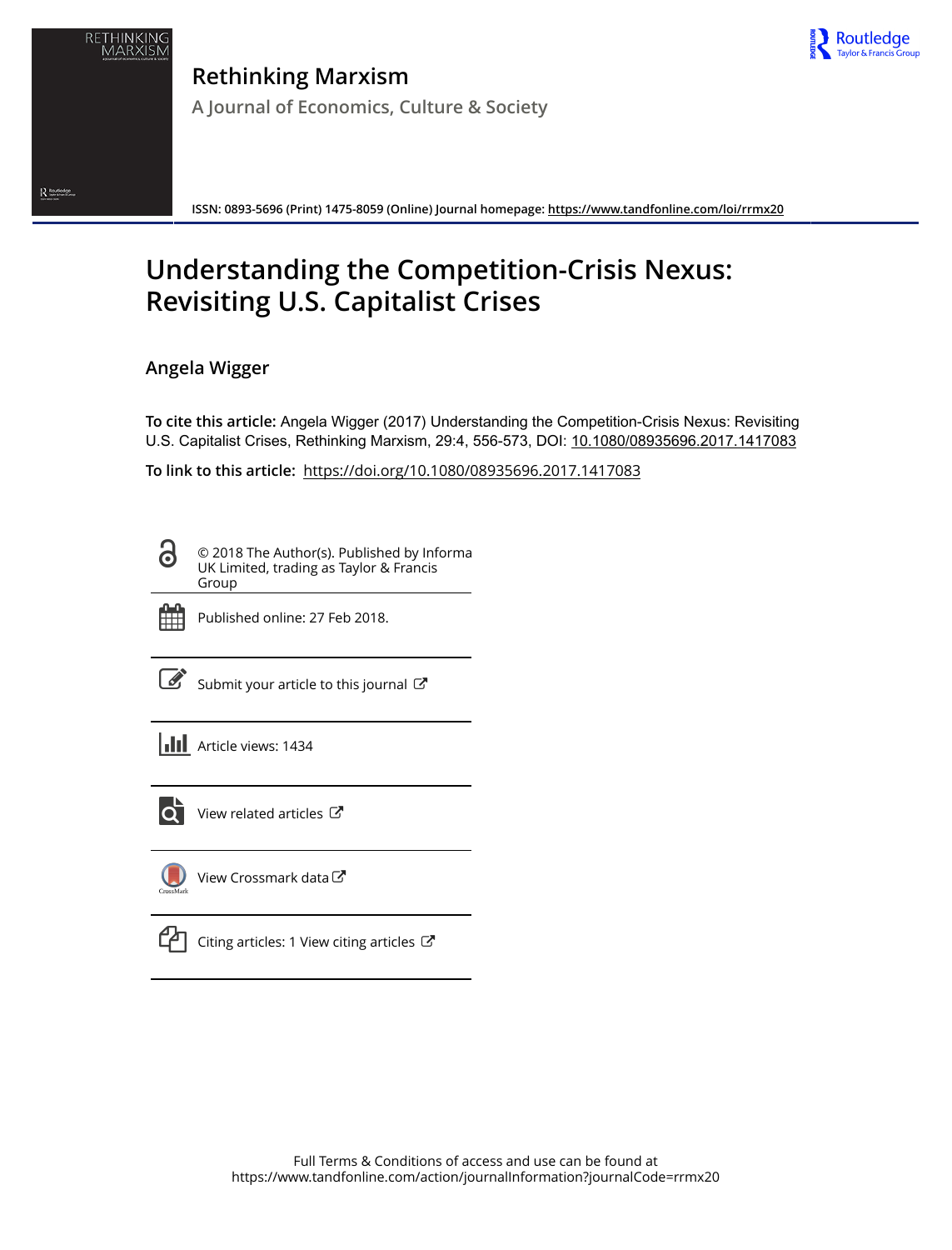# Rethinking Marxism

A Journal of Economics, Culture & Society

ISSN: 0893-5696 (Print) 1475-8059 (Online) Journal homepage: https://www.tandfonline.com/loi/rrmx20

# Understanding the Competition-Crisis Nexus: Revisiting U.S. Capitalist Crises

**Angela Wigger**

**To cite this article:** Angela Wigger (2017) Understanding the Competition-Crisis Nexus: Revisiting U.S. Capitalist Crises, Rethinking Marxism, 29:4, 556-573, DOI: 10.1080/08935696.2017.1417083

**To link to this article:** https://doi.org/10.1080/08935696.2017.1417083

© 2018 The Author(s). Published by Informa UK Limited, trading as Taylor & Francis Group

Published online: 27 Feb 2018.

Submit your article to this journal

Article views: 1434

View related articles

View Crossmark data

Citing articles: 1 View citing articles

Full Terms & Conditions of access and use can be found at
https://www.tandfonline.com/action/journalInformation?journalCode=rrmx20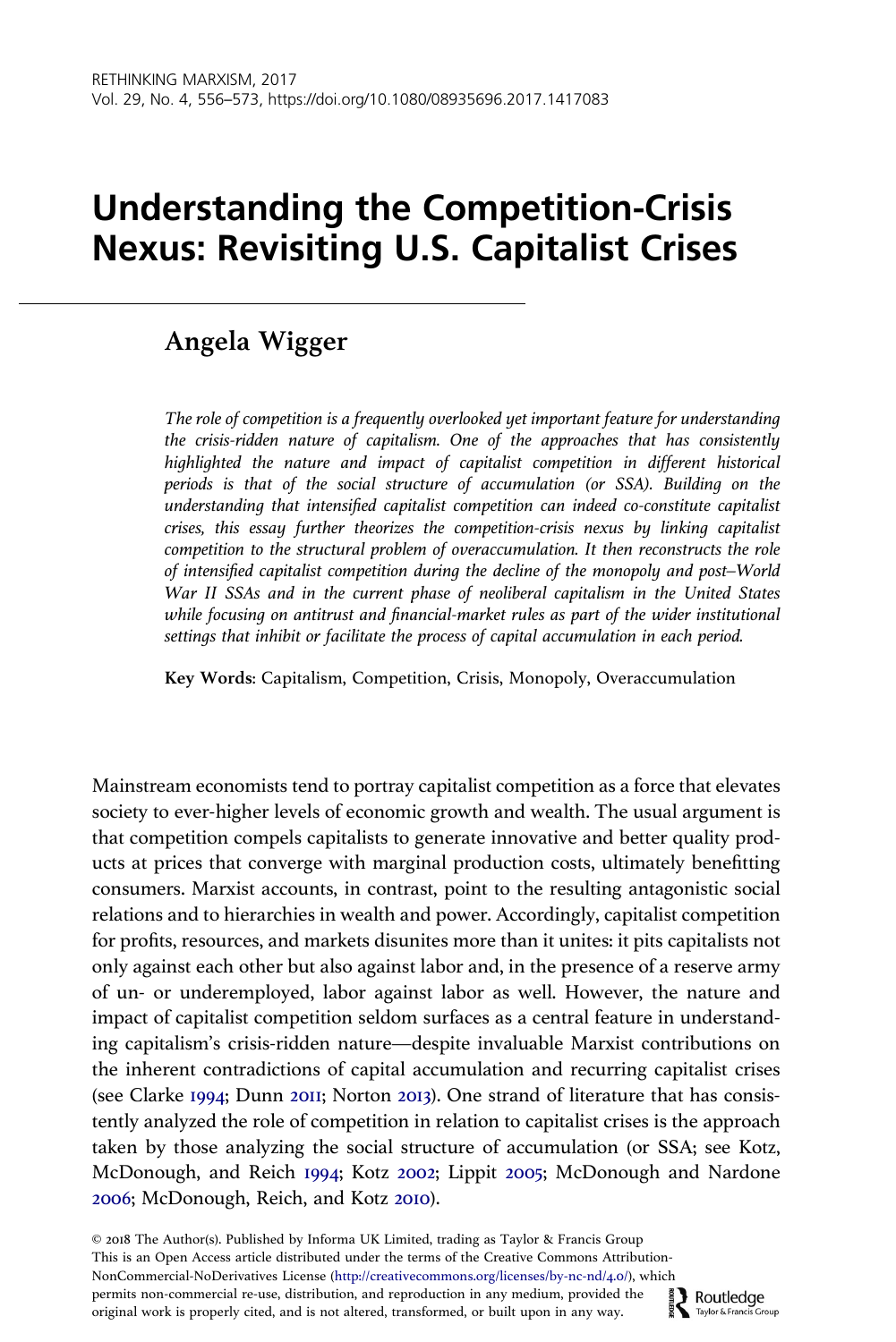# Understanding the Competition-Crisis Nexus: Revisiting U.S. Capitalist Crises

## Angela Wigger

*The role of competition is a frequently overlooked yet important feature for understanding the crisis-ridden nature of capitalism. One of the approaches that has consistently highlighted the nature and impact of capitalist competition in different historical periods is that of the social structure of accumulation (or SSA). Building on the understanding that intensified capitalist competition can indeed co-constitute capitalist crises, this essay further theorizes the competition-crisis nexus by linking capitalist competition to the structural problem of overaccumulation. It then reconstructs the role of intensified capitalist competition during the decline of the monopoly and post–World War II SSAs and in the current phase of neoliberal capitalism in the United States while focusing on antitrust and financial-market rules as part of the wider institutional settings that inhibit or facilitate the process of capital accumulation in each period.*

**Key Words:** Capitalism, Competition, Crisis, Monopoly, Overaccumulation

Mainstream economists tend to portray capitalist competition as a force that elevates society to ever-higher levels of economic growth and wealth. The usual argument is that competition compels capitalists to generate innovative and better quality products at prices that converge with marginal production costs, ultimately benefitting consumers. Marxist accounts, in contrast, point to the resulting antagonistic social relations and to hierarchies in wealth and power. Accordingly, capitalist competition for profits, resources, and markets disunites more than it unites: it pits capitalists not only against each other but also against labor and, in the presence of a reserve army of un- or underemployed, labor against labor as well. However, the nature and impact of capitalist competition seldom surfaces as a central feature in understanding capitalism's crisis-ridden nature—despite invaluable Marxist contributions on the inherent contradictions of capital accumulation and recurring capitalist crises (see Clarke 1994; Dunn 2011; Norton 2013). One strand of literature that has consistently analyzed the role of competition in relation to capitalist crises is the approach taken by those analyzing the social structure of accumulation (or SSA; see Kotz, McDonough, and Reich 1994; Kotz 2002; Lippit 2005; McDonough and Nardone 2006; McDonough, Reich, and Kotz 2010).

© 2018 The Author(s). Published by Informa UK Limited, trading as Taylor & Francis Group
This is an Open Access article distributed under the terms of the Creative Commons Attribution-NonCommercial-NoDerivatives License (http://creativecommons.org/licenses/by-nc-nd/4.0/), which permits non-commercial re-use, distribution, and reproduction in any medium, provided the original work is properly cited, and is not altered, transformed, or built upon in any way.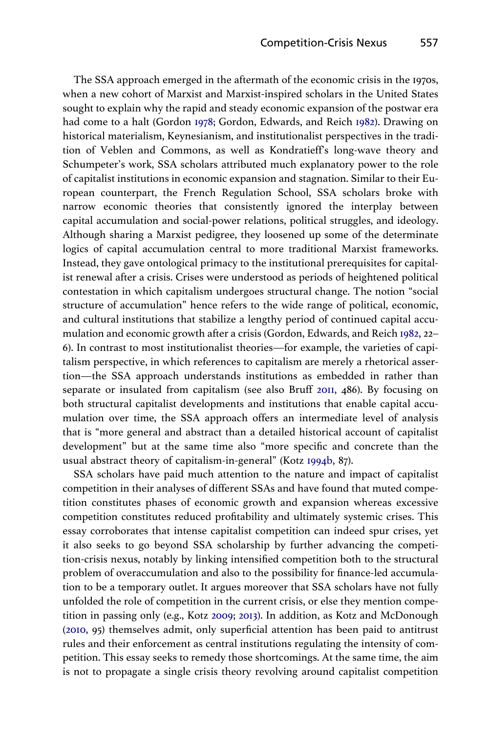The SSA approach emerged in the aftermath of the economic crisis in the 1970s, when a new cohort of Marxist and Marxist-inspired scholars in the United States sought to explain why the rapid and steady economic expansion of the postwar era had come to a halt (Gordon 1978; Gordon, Edwards, and Reich 1982). Drawing on historical materialism, Keynesianism, and institutionalist perspectives in the tradition of Veblen and Commons, as well as Kondratieff's long-wave theory and Schumpeter's work, SSA scholars attributed much explanatory power to the role of capitalist institutions in economic expansion and stagnation. Similar to their European counterpart, the French Regulation School, SSA scholars broke with narrow economic theories that consistently ignored the interplay between capital accumulation and social-power relations, political struggles, and ideology. Although sharing a Marxist pedigree, they loosened up some of the determinate logics of capital accumulation central to more traditional Marxist frameworks. Instead, they gave ontological primacy to the institutional prerequisites for capitalist renewal after a crisis. Crises were understood as periods of heightened political contestation in which capitalism undergoes structural change. The notion "social structure of accumulation" hence refers to the wide range of political, economic, and cultural institutions that stabilize a lengthy period of continued capital accumulation and economic growth after a crisis (Gordon, Edwards, and Reich 1982, 22–6). In contrast to most institutionalist theories—for example, the varieties of capitalism perspective, in which references to capitalism are merely a rhetorical assertion—the SSA approach understands institutions as embedded in rather than separate or insulated from capitalism (see also Bruff 2011, 486). By focusing on both structural capitalist developments and institutions that enable capital accumulation over time, the SSA approach offers an intermediate level of analysis that is "more general and abstract than a detailed historical account of capitalist development" but at the same time also "more specific and concrete than the usual abstract theory of capitalism-in-general" (Kotz 1994b, 87).

SSA scholars have paid much attention to the nature and impact of capitalist competition in their analyses of different SSAs and have found that muted competition constitutes phases of economic growth and expansion whereas excessive competition constitutes reduced profitability and ultimately systemic crises. This essay corroborates that intense capitalist competition can indeed spur crises, yet it also seeks to go beyond SSA scholarship by further advancing the competition-crisis nexus, notably by linking intensified competition both to the structural problem of overaccumulation and also to the possibility for finance-led accumulation to be a temporary outlet. It argues moreover that SSA scholars have not fully unfolded the role of competition in the current crisis, or else they mention competition in passing only (e.g., Kotz 2009; 2013). In addition, as Kotz and McDonough (2010, 95) themselves admit, only superficial attention has been paid to antitrust rules and their enforcement as central institutions regulating the intensity of competition. This essay seeks to remedy those shortcomings. At the same time, the aim is not to propagate a single crisis theory revolving around capitalist competition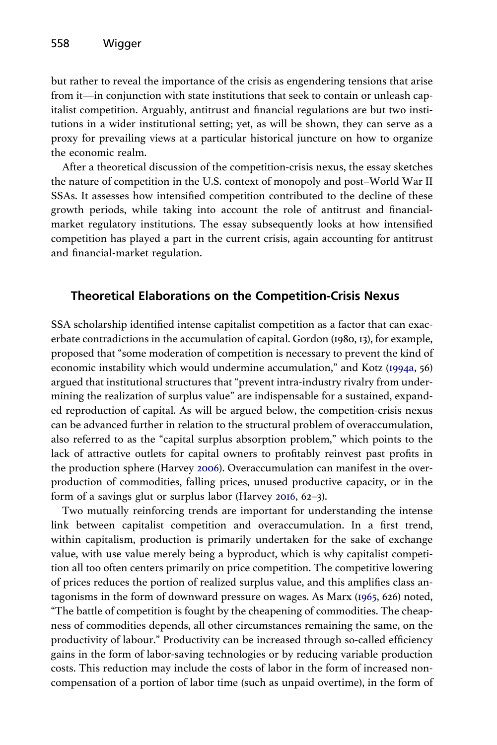but rather to reveal the importance of the crisis as engendering tensions that arise from it—in conjunction with state institutions that seek to contain or unleash capitalist competition. Arguably, antitrust and financial regulations are but two institutions in a wider institutional setting; yet, as will be shown, they can serve as a proxy for prevailing views at a particular historical juncture on how to organize the economic realm.

After a theoretical discussion of the competition-crisis nexus, the essay sketches the nature of competition in the U.S. context of monopoly and post–World War II SSAs. It assesses how intensified competition contributed to the decline of these growth periods, while taking into account the role of antitrust and financial-market regulatory institutions. The essay subsequently looks at how intensified competition has played a part in the current crisis, again accounting for antitrust and financial-market regulation.

## Theoretical Elaborations on the Competition-Crisis Nexus

SSA scholarship identified intense capitalist competition as a factor that can exacerbate contradictions in the accumulation of capital. Gordon (1980, 13), for example, proposed that "some moderation of competition is necessary to prevent the kind of economic instability which would undermine accumulation," and Kotz (1994a, 56) argued that institutional structures that "prevent intra-industry rivalry from undermining the realization of surplus value" are indispensable for a sustained, expanded reproduction of capital. As will be argued below, the competition-crisis nexus can be advanced further in relation to the structural problem of overaccumulation, also referred to as the "capital surplus absorption problem," which points to the lack of attractive outlets for capital owners to profitably reinvest past profits in the production sphere (Harvey 2006). Overaccumulation can manifest in the overproduction of commodities, falling prices, unused productive capacity, or in the form of a savings glut or surplus labor (Harvey 2016, 62–3).

Two mutually reinforcing trends are important for understanding the intense link between capitalist competition and overaccumulation. In a first trend, within capitalism, production is primarily undertaken for the sake of exchange value, with use value merely being a byproduct, which is why capitalist competition all too often centers primarily on price competition. The competitive lowering of prices reduces the portion of realized surplus value, and this amplifies class antagonisms in the form of downward pressure on wages. As Marx (1965, 626) noted, "The battle of competition is fought by the cheapening of commodities. The cheapness of commodities depends, all other circumstances remaining the same, on the productivity of labour." Productivity can be increased through so-called efficiency gains in the form of labor-saving technologies or by reducing variable production costs. This reduction may include the costs of labor in the form of increased non-compensation of a portion of labor time (such as unpaid overtime), in the form of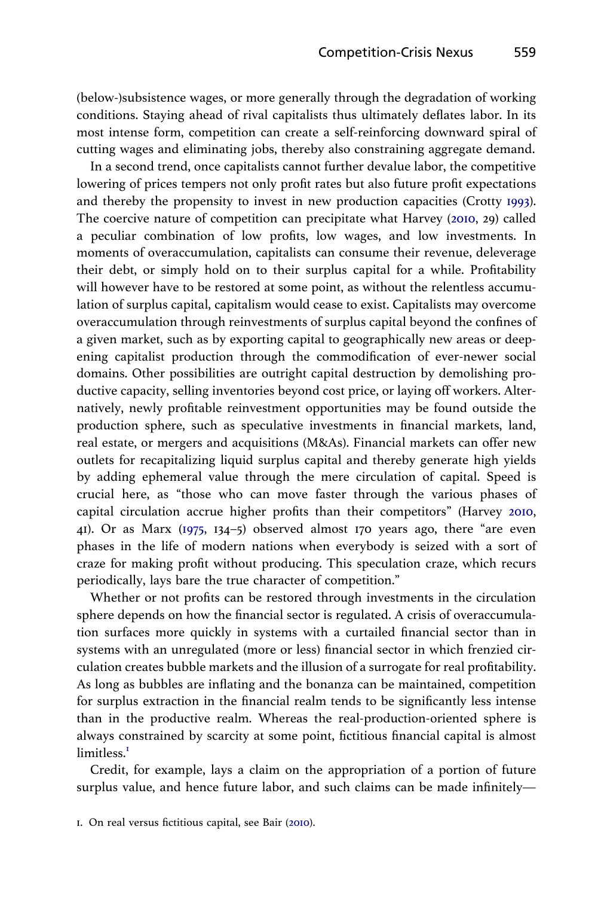(below-)subsistence wages, or more generally through the degradation of working conditions. Staying ahead of rival capitalists thus ultimately deflates labor. In its most intense form, competition can create a self-reinforcing downward spiral of cutting wages and eliminating jobs, thereby also constraining aggregate demand.

In a second trend, once capitalists cannot further devalue labor, the competitive lowering of prices tempers not only profit rates but also future profit expectations and thereby the propensity to invest in new production capacities (Crotty 1993). The coercive nature of competition can precipitate what Harvey (2010, 29) called a peculiar combination of low profits, low wages, and low investments. In moments of overaccumulation, capitalists can consume their revenue, deleverage their debt, or simply hold on to their surplus capital for a while. Profitability will however have to be restored at some point, as without the relentless accumulation of surplus capital, capitalism would cease to exist. Capitalists may overcome overaccumulation through reinvestments of surplus capital beyond the confines of a given market, such as by exporting capital to geographically new areas or deepening capitalist production through the commodification of ever-newer social domains. Other possibilities are outright capital destruction by demolishing productive capacity, selling inventories beyond cost price, or laying off workers. Alternatively, newly profitable reinvestment opportunities may be found outside the production sphere, such as speculative investments in financial markets, land, real estate, or mergers and acquisitions (M&As). Financial markets can offer new outlets for recapitalizing liquid surplus capital and thereby generate high yields by adding ephemeral value through the mere circulation of capital. Speed is crucial here, as "those who can move faster through the various phases of capital circulation accrue higher profits than their competitors" (Harvey 2010, 41). Or as Marx (1975, 134–5) observed almost 170 years ago, there "are even phases in the life of modern nations when everybody is seized with a sort of craze for making profit without producing. This speculation craze, which recurs periodically, lays bare the true character of competition."

Whether or not profits can be restored through investments in the circulation sphere depends on how the financial sector is regulated. A crisis of overaccumulation surfaces more quickly in systems with a curtailed financial sector than in systems with an unregulated (more or less) financial sector in which frenzied circulation creates bubble markets and the illusion of a surrogate for real profitability. As long as bubbles are inflating and the bonanza can be maintained, competition for surplus extraction in the financial realm tends to be significantly less intense than in the productive realm. Whereas the real-production-oriented sphere is always constrained by scarcity at some point, fictitious financial capital is almost limitless.[1]

Credit, for example, lays a claim on the appropriation of a portion of future surplus value, and hence future labor, and such claims can be made infinitely—

1. On real versus fictitious capital, see Bair (2010).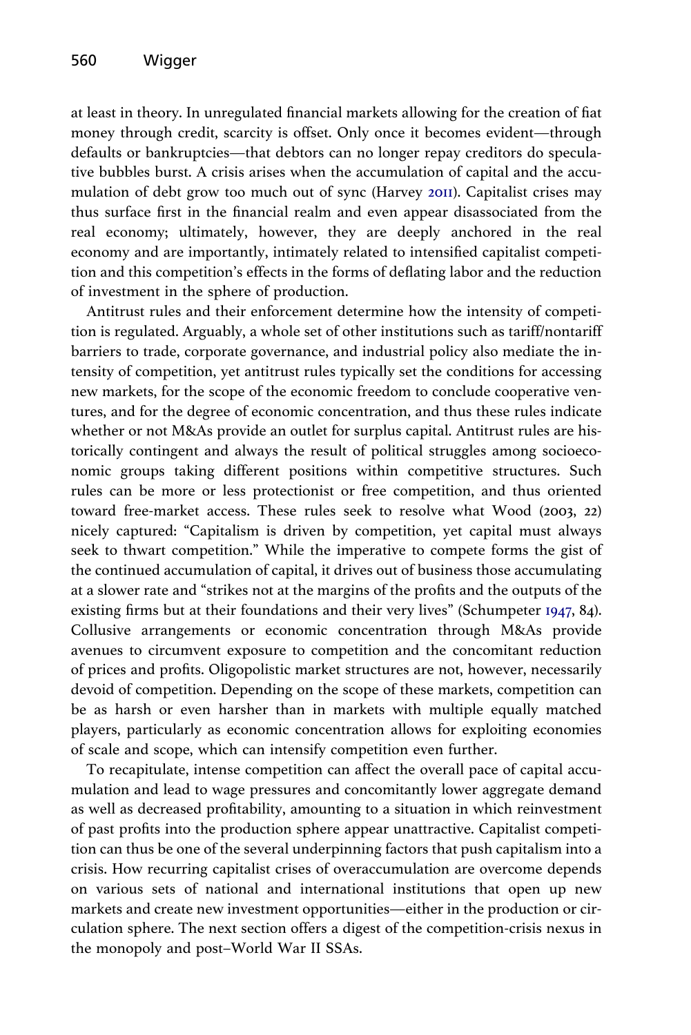at least in theory. In unregulated financial markets allowing for the creation of fiat money through credit, scarcity is offset. Only once it becomes evident—through defaults or bankruptcies—that debtors can no longer repay creditors do speculative bubbles burst. A crisis arises when the accumulation of capital and the accumulation of debt grow too much out of sync (Harvey 2011). Capitalist crises may thus surface first in the financial realm and even appear disassociated from the real economy; ultimately, however, they are deeply anchored in the real economy and are importantly, intimately related to intensified capitalist competition and this competition's effects in the forms of deflating labor and the reduction of investment in the sphere of production.

Antitrust rules and their enforcement determine how the intensity of competition is regulated. Arguably, a whole set of other institutions such as tariff/nontariff barriers to trade, corporate governance, and industrial policy also mediate the intensity of competition, yet antitrust rules typically set the conditions for accessing new markets, for the scope of the economic freedom to conclude cooperative ventures, and for the degree of economic concentration, and thus these rules indicate whether or not M&As provide an outlet for surplus capital. Antitrust rules are historically contingent and always the result of political struggles among socioeconomic groups taking different positions within competitive structures. Such rules can be more or less protectionist or free competition, and thus oriented toward free-market access. These rules seek to resolve what Wood (2003, 22) nicely captured: "Capitalism is driven by competition, yet capital must always seek to thwart competition." While the imperative to compete forms the gist of the continued accumulation of capital, it drives out of business those accumulating at a slower rate and "strikes not at the margins of the profits and the outputs of the existing firms but at their foundations and their very lives" (Schumpeter 1947, 84). Collusive arrangements or economic concentration through M&As provide avenues to circumvent exposure to competition and the concomitant reduction of prices and profits. Oligopolistic market structures are not, however, necessarily devoid of competition. Depending on the scope of these markets, competition can be as harsh or even harsher than in markets with multiple equally matched players, particularly as economic concentration allows for exploiting economies of scale and scope, which can intensify competition even further.

To recapitulate, intense competition can affect the overall pace of capital accumulation and lead to wage pressures and concomitantly lower aggregate demand as well as decreased profitability, amounting to a situation in which reinvestment of past profits into the production sphere appear unattractive. Capitalist competition can thus be one of the several underpinning factors that push capitalism into a crisis. How recurring capitalist crises of overaccumulation are overcome depends on various sets of national and international institutions that open up new markets and create new investment opportunities—either in the production or circulation sphere. The next section offers a digest of the competition-crisis nexus in the monopoly and post–World War II SSAs.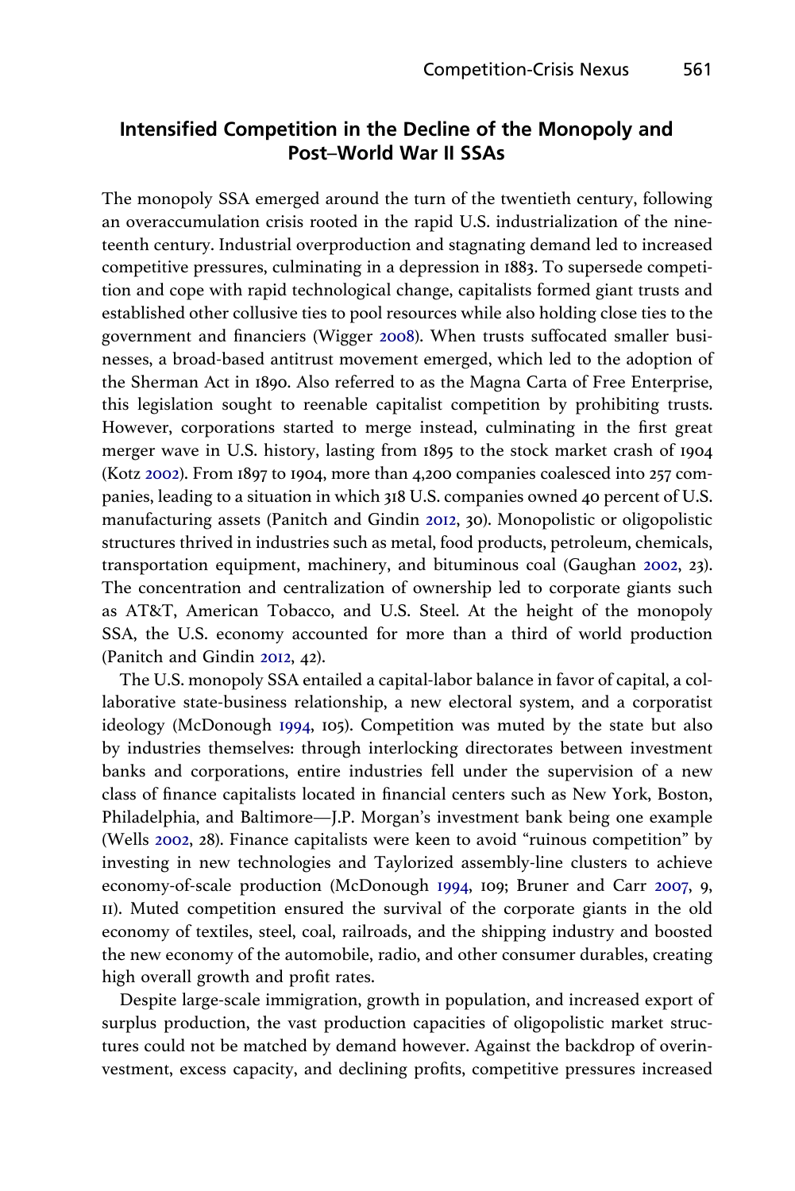## Intensified Competition in the Decline of the Monopoly and Post–World War II SSAs

The monopoly SSA emerged around the turn of the twentieth century, following an overaccumulation crisis rooted in the rapid U.S. industrialization of the nineteenth century. Industrial overproduction and stagnating demand led to increased competitive pressures, culminating in a depression in 1883. To supersede competition and cope with rapid technological change, capitalists formed giant trusts and established other collusive ties to pool resources while also holding close ties to the government and financiers (Wigger 2008). When trusts suffocated smaller businesses, a broad-based antitrust movement emerged, which led to the adoption of the Sherman Act in 1890. Also referred to as the Magna Carta of Free Enterprise, this legislation sought to reenable capitalist competition by prohibiting trusts. However, corporations started to merge instead, culminating in the first great merger wave in U.S. history, lasting from 1895 to the stock market crash of 1904 (Kotz 2002). From 1897 to 1904, more than 4,200 companies coalesced into 257 companies, leading to a situation in which 318 U.S. companies owned 40 percent of U.S. manufacturing assets (Panitch and Gindin 2012, 30). Monopolistic or oligopolistic structures thrived in industries such as metal, food products, petroleum, chemicals, transportation equipment, machinery, and bituminous coal (Gaughan 2002, 23). The concentration and centralization of ownership led to corporate giants such as AT&T, American Tobacco, and U.S. Steel. At the height of the monopoly SSA, the U.S. economy accounted for more than a third of world production (Panitch and Gindin 2012, 42).

The U.S. monopoly SSA entailed a capital-labor balance in favor of capital, a collaborative state-business relationship, a new electoral system, and a corporatist ideology (McDonough 1994, 105). Competition was muted by the state but also by industries themselves: through interlocking directorates between investment banks and corporations, entire industries fell under the supervision of a new class of finance capitalists located in financial centers such as New York, Boston, Philadelphia, and Baltimore—J.P. Morgan's investment bank being one example (Wells 2002, 28). Finance capitalists were keen to avoid "ruinous competition" by investing in new technologies and Taylorized assembly-line clusters to achieve economy-of-scale production (McDonough 1994, 109; Bruner and Carr 2007, 9, 11). Muted competition ensured the survival of the corporate giants in the old economy of textiles, steel, coal, railroads, and the shipping industry and boosted the new economy of the automobile, radio, and other consumer durables, creating high overall growth and profit rates.

Despite large-scale immigration, growth in population, and increased export of surplus production, the vast production capacities of oligopolistic market structures could not be matched by demand however. Against the backdrop of overinvestment, excess capacity, and declining profits, competitive pressures increased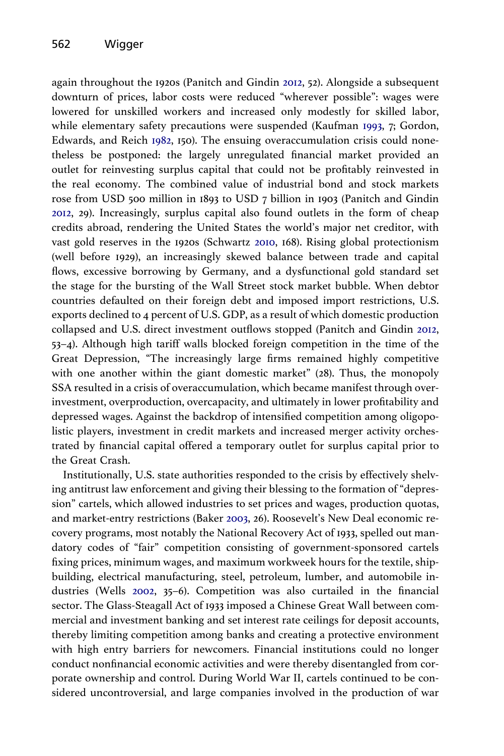again throughout the 1920s (Panitch and Gindin 2012, 52). Alongside a subsequent downturn of prices, labor costs were reduced "wherever possible": wages were lowered for unskilled workers and increased only modestly for skilled labor, while elementary safety precautions were suspended (Kaufman 1993, 7; Gordon, Edwards, and Reich 1982, 150). The ensuing overaccumulation crisis could nonetheless be postponed: the largely unregulated financial market provided an outlet for reinvesting surplus capital that could not be profitably reinvested in the real economy. The combined value of industrial bond and stock markets rose from USD 500 million in 1893 to USD 7 billion in 1903 (Panitch and Gindin 2012, 29). Increasingly, surplus capital also found outlets in the form of cheap credits abroad, rendering the United States the world's major net creditor, with vast gold reserves in the 1920s (Schwartz 2010, 168). Rising global protectionism (well before 1929), an increasingly skewed balance between trade and capital flows, excessive borrowing by Germany, and a dysfunctional gold standard set the stage for the bursting of the Wall Street stock market bubble. When debtor countries defaulted on their foreign debt and imposed import restrictions, U.S. exports declined to 4 percent of U.S. GDP, as a result of which domestic production collapsed and U.S. direct investment outflows stopped (Panitch and Gindin 2012, 53–4). Although high tariff walls blocked foreign competition in the time of the Great Depression, "The increasingly large firms remained highly competitive with one another within the giant domestic market" (28). Thus, the monopoly SSA resulted in a crisis of overaccumulation, which became manifest through overinvestment, overproduction, overcapacity, and ultimately in lower profitability and depressed wages. Against the backdrop of intensified competition among oligopolistic players, investment in credit markets and increased merger activity orchestrated by financial capital offered a temporary outlet for surplus capital prior to the Great Crash.

Institutionally, U.S. state authorities responded to the crisis by effectively shelving antitrust law enforcement and giving their blessing to the formation of "depression" cartels, which allowed industries to set prices and wages, production quotas, and market-entry restrictions (Baker 2003, 26). Roosevelt's New Deal economic recovery programs, most notably the National Recovery Act of 1933, spelled out mandatory codes of "fair" competition consisting of government-sponsored cartels fixing prices, minimum wages, and maximum workweek hours for the textile, shipbuilding, electrical manufacturing, steel, petroleum, lumber, and automobile industries (Wells 2002, 35–6). Competition was also curtailed in the financial sector. The Glass-Steagall Act of 1933 imposed a Chinese Great Wall between commercial and investment banking and set interest rate ceilings for deposit accounts, thereby limiting competition among banks and creating a protective environment with high entry barriers for newcomers. Financial institutions could no longer conduct nonfinancial economic activities and were thereby disentangled from corporate ownership and control. During World War II, cartels continued to be considered uncontroversial, and large companies involved in the production of war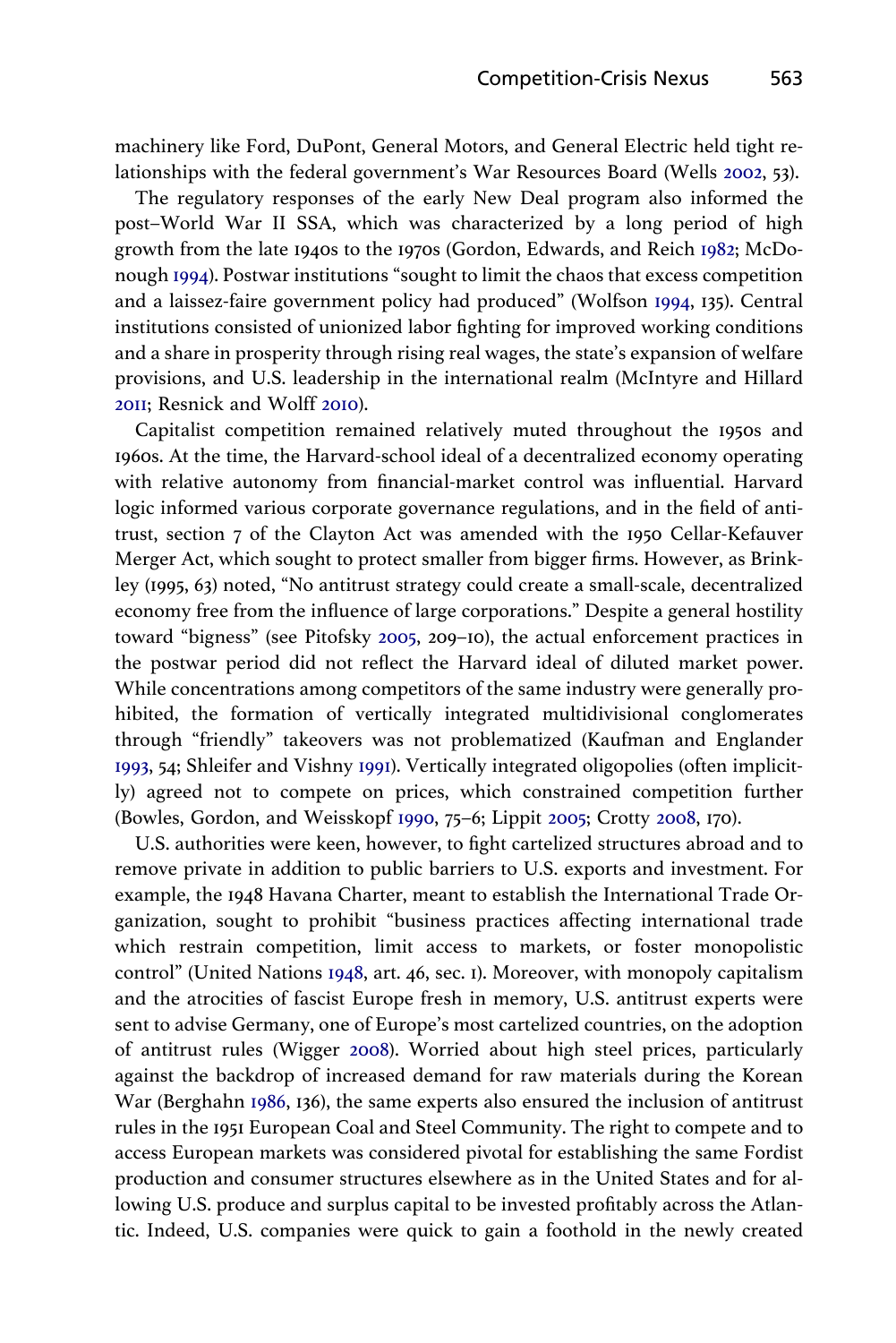machinery like Ford, DuPont, General Motors, and General Electric held tight relationships with the federal government's War Resources Board (Wells 2002, 53).

The regulatory responses of the early New Deal program also informed the post–World War II SSA, which was characterized by a long period of high growth from the late 1940s to the 1970s (Gordon, Edwards, and Reich 1982; McDonough 1994). Postwar institutions "sought to limit the chaos that excess competition and a laissez-faire government policy had produced" (Wolfson 1994, 135). Central institutions consisted of unionized labor fighting for improved working conditions and a share in prosperity through rising real wages, the state's expansion of welfare provisions, and U.S. leadership in the international realm (McIntyre and Hillard 2011; Resnick and Wolff 2010).

Capitalist competition remained relatively muted throughout the 1950s and 1960s. At the time, the Harvard-school ideal of a decentralized economy operating with relative autonomy from financial-market control was influential. Harvard logic informed various corporate governance regulations, and in the field of antitrust, section 7 of the Clayton Act was amended with the 1950 Cellar-Kefauver Merger Act, which sought to protect smaller from bigger firms. However, as Brinkley (1995, 63) noted, "No antitrust strategy could create a small-scale, decentralized economy free from the influence of large corporations." Despite a general hostility toward "bigness" (see Pitofsky 2005, 209–10), the actual enforcement practices in the postwar period did not reflect the Harvard ideal of diluted market power. While concentrations among competitors of the same industry were generally prohibited, the formation of vertically integrated multidivisional conglomerates through "friendly" takeovers was not problematized (Kaufman and Englander 1993, 54; Shleifer and Vishny 1991). Vertically integrated oligopolies (often implicitly) agreed not to compete on prices, which constrained competition further (Bowles, Gordon, and Weisskopf 1990, 75–6; Lippit 2005; Crotty 2008, 170).

U.S. authorities were keen, however, to fight cartelized structures abroad and to remove private in addition to public barriers to U.S. exports and investment. For example, the 1948 Havana Charter, meant to establish the International Trade Organization, sought to prohibit "business practices affecting international trade which restrain competition, limit access to markets, or foster monopolistic control" (United Nations 1948, art. 46, sec. 1). Moreover, with monopoly capitalism and the atrocities of fascist Europe fresh in memory, U.S. antitrust experts were sent to advise Germany, one of Europe's most cartelized countries, on the adoption of antitrust rules (Wigger 2008). Worried about high steel prices, particularly against the backdrop of increased demand for raw materials during the Korean War (Berghahn 1986, 136), the same experts also ensured the inclusion of antitrust rules in the 1951 European Coal and Steel Community. The right to compete and to access European markets was considered pivotal for establishing the same Fordist production and consumer structures elsewhere as in the United States and for allowing U.S. produce and surplus capital to be invested profitably across the Atlantic. Indeed, U.S. companies were quick to gain a foothold in the newly created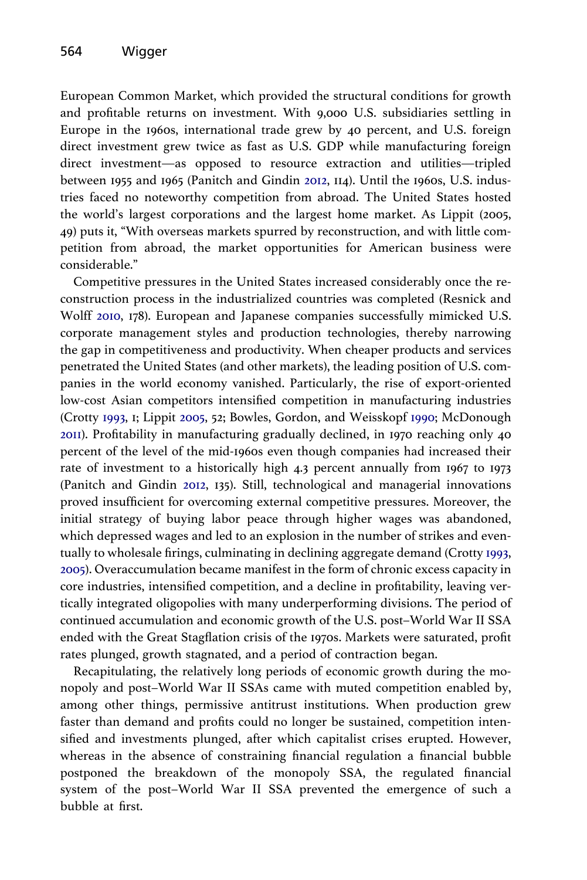European Common Market, which provided the structural conditions for growth and profitable returns on investment. With 9,000 U.S. subsidiaries settling in Europe in the 1960s, international trade grew by 40 percent, and U.S. foreign direct investment grew twice as fast as U.S. GDP while manufacturing foreign direct investment—as opposed to resource extraction and utilities—tripled between 1955 and 1965 (Panitch and Gindin 2012, 114). Until the 1960s, U.S. industries faced no noteworthy competition from abroad. The United States hosted the world's largest corporations and the largest home market. As Lippit (2005, 49) puts it, "With overseas markets spurred by reconstruction, and with little competition from abroad, the market opportunities for American business were considerable."

Competitive pressures in the United States increased considerably once the reconstruction process in the industrialized countries was completed (Resnick and Wolff 2010, 178). European and Japanese companies successfully mimicked U.S. corporate management styles and production technologies, thereby narrowing the gap in competitiveness and productivity. When cheaper products and services penetrated the United States (and other markets), the leading position of U.S. companies in the world economy vanished. Particularly, the rise of export-oriented low-cost Asian competitors intensified competition in manufacturing industries (Crotty 1993, 1; Lippit 2005, 52; Bowles, Gordon, and Weisskopf 1990; McDonough 2011). Profitability in manufacturing gradually declined, in 1970 reaching only 40 percent of the level of the mid-1960s even though companies had increased their rate of investment to a historically high 4.3 percent annually from 1967 to 1973 (Panitch and Gindin 2012, 135). Still, technological and managerial innovations proved insufficient for overcoming external competitive pressures. Moreover, the initial strategy of buying labor peace through higher wages was abandoned, which depressed wages and led to an explosion in the number of strikes and eventually to wholesale firings, culminating in declining aggregate demand (Crotty 1993, 2005). Overaccumulation became manifest in the form of chronic excess capacity in core industries, intensified competition, and a decline in profitability, leaving vertically integrated oligopolies with many underperforming divisions. The period of continued accumulation and economic growth of the U.S. post–World War II SSA ended with the Great Stagflation crisis of the 1970s. Markets were saturated, profit rates plunged, growth stagnated, and a period of contraction began.

Recapitulating, the relatively long periods of economic growth during the monopoly and post–World War II SSAs came with muted competition enabled by, among other things, permissive antitrust institutions. When production grew faster than demand and profits could no longer be sustained, competition intensified and investments plunged, after which capitalist crises erupted. However, whereas in the absence of constraining financial regulation a financial bubble postponed the breakdown of the monopoly SSA, the regulated financial system of the post–World War II SSA prevented the emergence of such a bubble at first.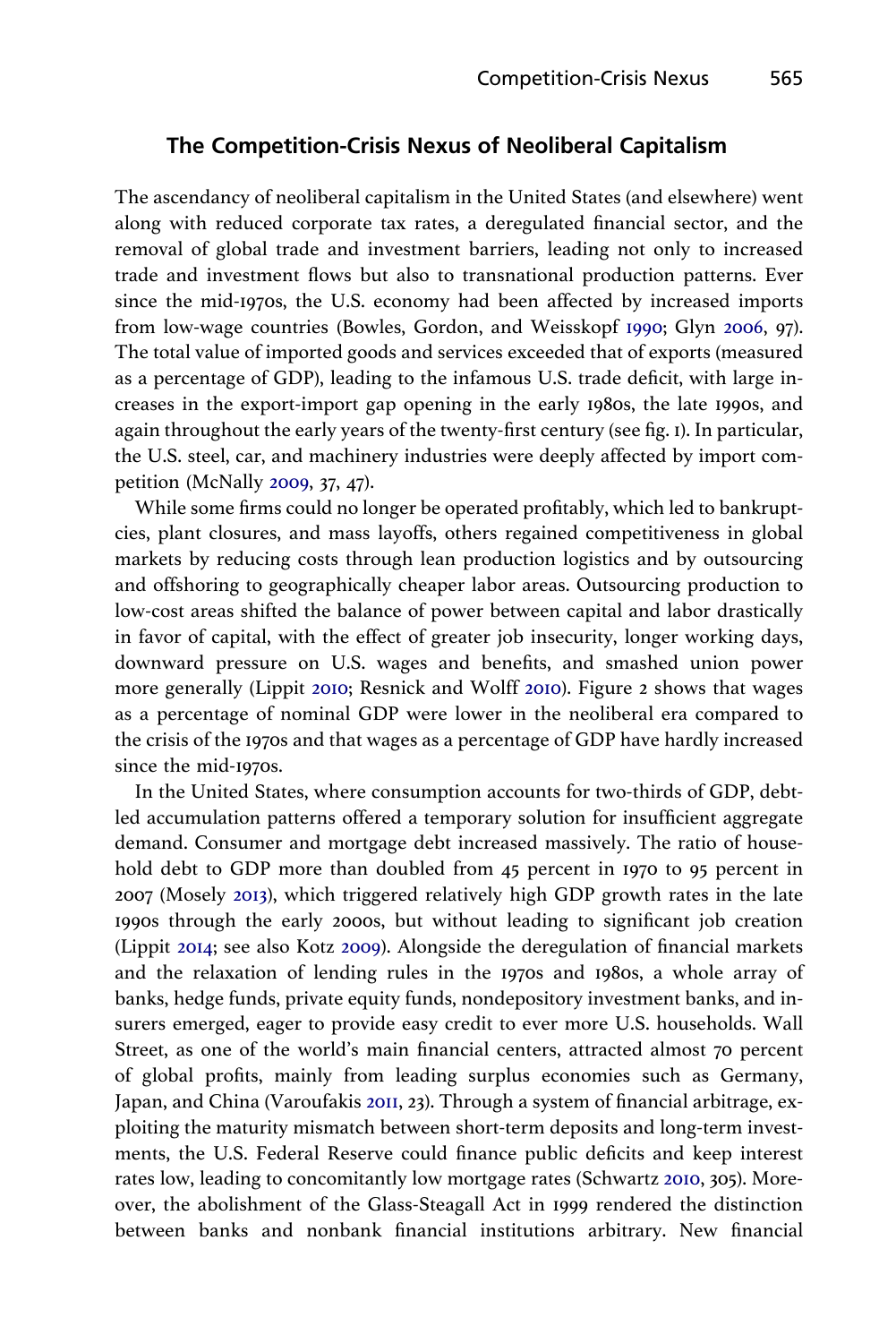## The Competition-Crisis Nexus of Neoliberal Capitalism

The ascendancy of neoliberal capitalism in the United States (and elsewhere) went along with reduced corporate tax rates, a deregulated financial sector, and the removal of global trade and investment barriers, leading not only to increased trade and investment flows but also to transnational production patterns. Ever since the mid-1970s, the U.S. economy had been affected by increased imports from low-wage countries (Bowles, Gordon, and Weisskopf 1990; Glyn 2006, 97). The total value of imported goods and services exceeded that of exports (measured as a percentage of GDP), leading to the infamous U.S. trade deficit, with large increases in the export-import gap opening in the early 1980s, the late 1990s, and again throughout the early years of the twenty-first century (see fig. 1). In particular, the U.S. steel, car, and machinery industries were deeply affected by import competition (McNally 2009, 37, 47).

While some firms could no longer be operated profitably, which led to bankruptcies, plant closures, and mass layoffs, others regained competitiveness in global markets by reducing costs through lean production logistics and by outsourcing and offshoring to geographically cheaper labor areas. Outsourcing production to low-cost areas shifted the balance of power between capital and labor drastically in favor of capital, with the effect of greater job insecurity, longer working days, downward pressure on U.S. wages and benefits, and smashed union power more generally (Lippit 2010; Resnick and Wolff 2010). Figure 2 shows that wages as a percentage of nominal GDP were lower in the neoliberal era compared to the crisis of the 1970s and that wages as a percentage of GDP have hardly increased since the mid-1970s.

In the United States, where consumption accounts for two-thirds of GDP, debt-led accumulation patterns offered a temporary solution for insufficient aggregate demand. Consumer and mortgage debt increased massively. The ratio of household debt to GDP more than doubled from 45 percent in 1970 to 95 percent in 2007 (Mosely 2013), which triggered relatively high GDP growth rates in the late 1990s through the early 2000s, but without leading to significant job creation (Lippit 2014; see also Kotz 2009). Alongside the deregulation of financial markets and the relaxation of lending rules in the 1970s and 1980s, a whole array of banks, hedge funds, private equity funds, nondepository investment banks, and insurers emerged, eager to provide easy credit to ever more U.S. households. Wall Street, as one of the world's main financial centers, attracted almost 70 percent of global profits, mainly from leading surplus economies such as Germany, Japan, and China (Varoufakis 2011, 23). Through a system of financial arbitrage, exploiting the maturity mismatch between short-term deposits and long-term investments, the U.S. Federal Reserve could finance public deficits and keep interest rates low, leading to concomitantly low mortgage rates (Schwartz 2010, 305). Moreover, the abolishment of the Glass-Steagall Act in 1999 rendered the distinction between banks and nonbank financial institutions arbitrary. New financial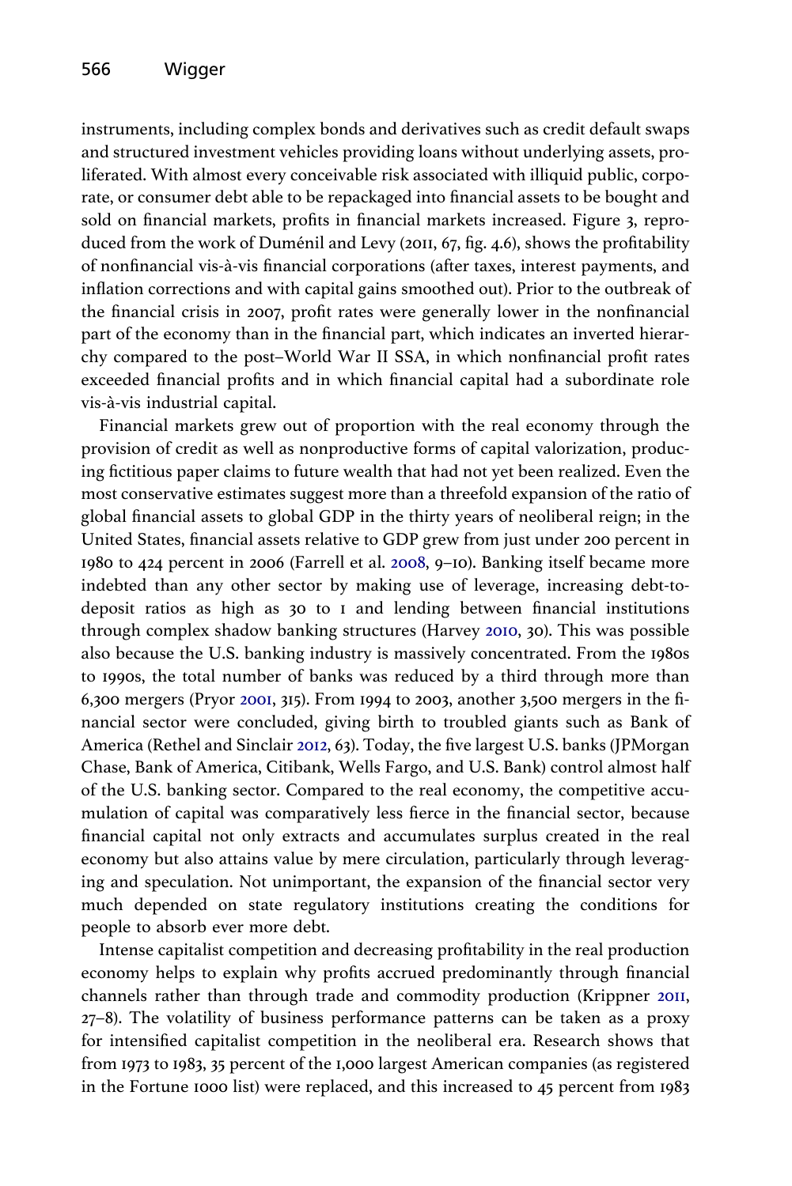instruments, including complex bonds and derivatives such as credit default swaps and structured investment vehicles providing loans without underlying assets, proliferated. With almost every conceivable risk associated with illiquid public, corporate, or consumer debt able to be repackaged into financial assets to be bought and sold on financial markets, profits in financial markets increased. Figure 3, reproduced from the work of Duménil and Levy (2011, 67, fig. 4.6), shows the profitability of nonfinancial vis-à-vis financial corporations (after taxes, interest payments, and inflation corrections and with capital gains smoothed out). Prior to the outbreak of the financial crisis in 2007, profit rates were generally lower in the nonfinancial part of the economy than in the financial part, which indicates an inverted hierarchy compared to the post–World War II SSA, in which nonfinancial profit rates exceeded financial profits and in which financial capital had a subordinate role vis-à-vis industrial capital.

Financial markets grew out of proportion with the real economy through the provision of credit as well as nonproductive forms of capital valorization, producing fictitious paper claims to future wealth that had not yet been realized. Even the most conservative estimates suggest more than a threefold expansion of the ratio of global financial assets to global GDP in the thirty years of neoliberal reign; in the United States, financial assets relative to GDP grew from just under 200 percent in 1980 to 424 percent in 2006 (Farrell et al. 2008, 9–10). Banking itself became more indebted than any other sector by making use of leverage, increasing debt-to-deposit ratios as high as 30 to 1 and lending between financial institutions through complex shadow banking structures (Harvey 2010, 30). This was possible also because the U.S. banking industry is massively concentrated. From the 1980s to 1990s, the total number of banks was reduced by a third through more than 6,300 mergers (Pryor 2001, 315). From 1994 to 2003, another 3,500 mergers in the financial sector were concluded, giving birth to troubled giants such as Bank of America (Rethel and Sinclair 2012, 63). Today, the five largest U.S. banks (JPMorgan Chase, Bank of America, Citibank, Wells Fargo, and U.S. Bank) control almost half of the U.S. banking sector. Compared to the real economy, the competitive accumulation of capital was comparatively less fierce in the financial sector, because financial capital not only extracts and accumulates surplus created in the real economy but also attains value by mere circulation, particularly through leveraging and speculation. Not unimportant, the expansion of the financial sector very much depended on state regulatory institutions creating the conditions for people to absorb ever more debt.

Intense capitalist competition and decreasing profitability in the real production economy helps to explain why profits accrued predominantly through financial channels rather than through trade and commodity production (Krippner 2011, 27–8). The volatility of business performance patterns can be taken as a proxy for intensified capitalist competition in the neoliberal era. Research shows that from 1973 to 1983, 35 percent of the 1,000 largest American companies (as registered in the Fortune 1000 list) were replaced, and this increased to 45 percent from 1983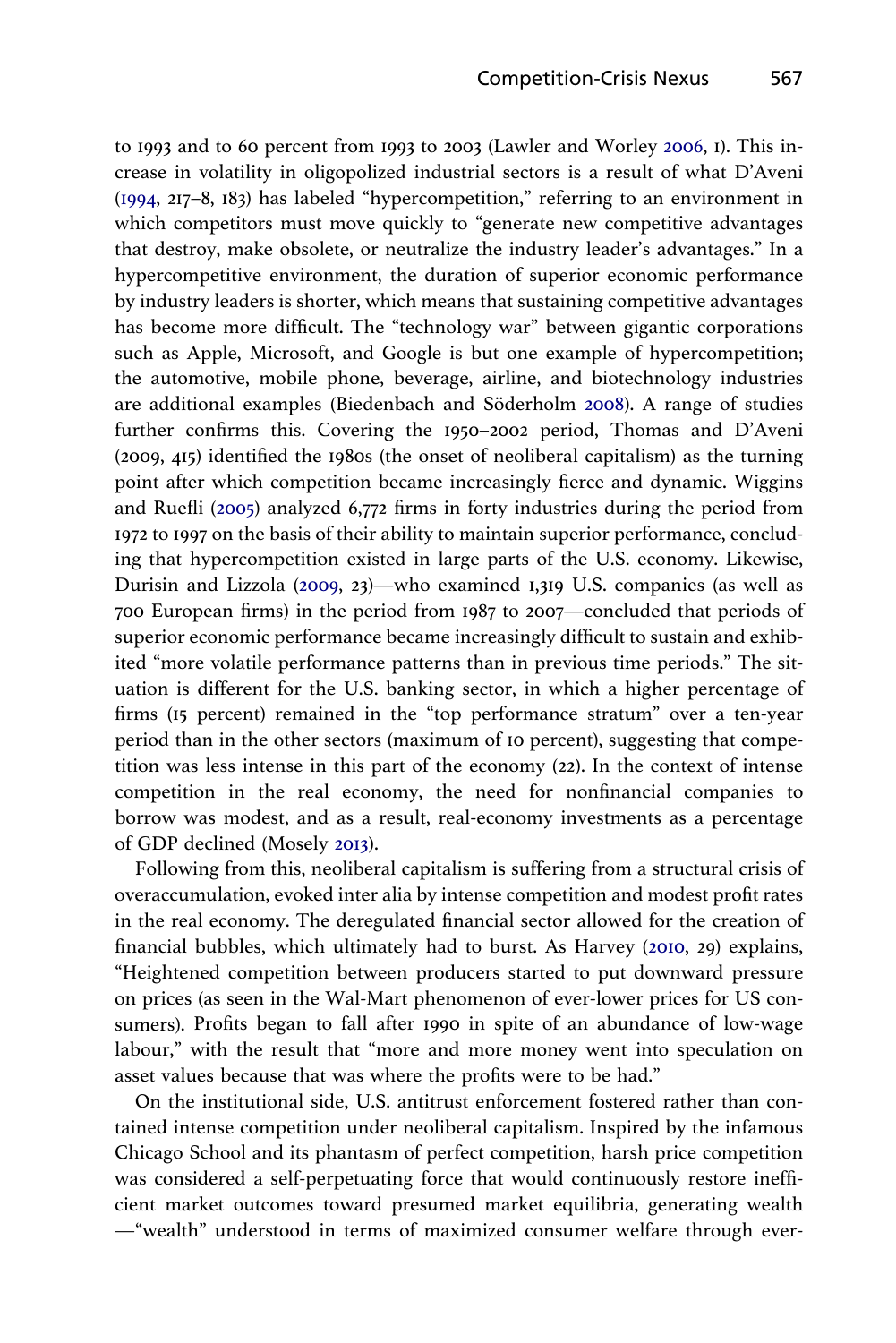to 1993 and to 60 percent from 1993 to 2003 (Lawler and Worley 2006, 1). This increase in volatility in oligopolized industrial sectors is a result of what D'Aveni (1994, 217–8, 183) has labeled "hypercompetition," referring to an environment in which competitors must move quickly to "generate new competitive advantages that destroy, make obsolete, or neutralize the industry leader's advantages." In a hypercompetitive environment, the duration of superior economic performance by industry leaders is shorter, which means that sustaining competitive advantages has become more difficult. The "technology war" between gigantic corporations such as Apple, Microsoft, and Google is but one example of hypercompetition; the automotive, mobile phone, beverage, airline, and biotechnology industries are additional examples (Biedenbach and Söderholm 2008). A range of studies further confirms this. Covering the 1950–2002 period, Thomas and D'Aveni (2009, 415) identified the 1980s (the onset of neoliberal capitalism) as the turning point after which competition became increasingly fierce and dynamic. Wiggins and Ruefli (2005) analyzed 6,772 firms in forty industries during the period from 1972 to 1997 on the basis of their ability to maintain superior performance, concluding that hypercompetition existed in large parts of the U.S. economy. Likewise, Durisin and Lizzola (2009, 23)—who examined 1,319 U.S. companies (as well as 700 European firms) in the period from 1987 to 2007—concluded that periods of superior economic performance became increasingly difficult to sustain and exhibited "more volatile performance patterns than in previous time periods." The situation is different for the U.S. banking sector, in which a higher percentage of firms (15 percent) remained in the "top performance stratum" over a ten-year period than in the other sectors (maximum of 10 percent), suggesting that competition was less intense in this part of the economy (22). In the context of intense competition in the real economy, the need for nonfinancial companies to borrow was modest, and as a result, real-economy investments as a percentage of GDP declined (Mosely 2013).

Following from this, neoliberal capitalism is suffering from a structural crisis of overaccumulation, evoked inter alia by intense competition and modest profit rates in the real economy. The deregulated financial sector allowed for the creation of financial bubbles, which ultimately had to burst. As Harvey (2010, 29) explains, "Heightened competition between producers started to put downward pressure on prices (as seen in the Wal-Mart phenomenon of ever-lower prices for US consumers). Profits began to fall after 1990 in spite of an abundance of low-wage labour," with the result that "more and more money went into speculation on asset values because that was where the profits were to be had."

On the institutional side, U.S. antitrust enforcement fostered rather than contained intense competition under neoliberal capitalism. Inspired by the infamous Chicago School and its phantasm of perfect competition, harsh price competition was considered a self-perpetuating force that would continuously restore inefficient market outcomes toward presumed market equilibria, generating wealth —"wealth" understood in terms of maximized consumer welfare through ever-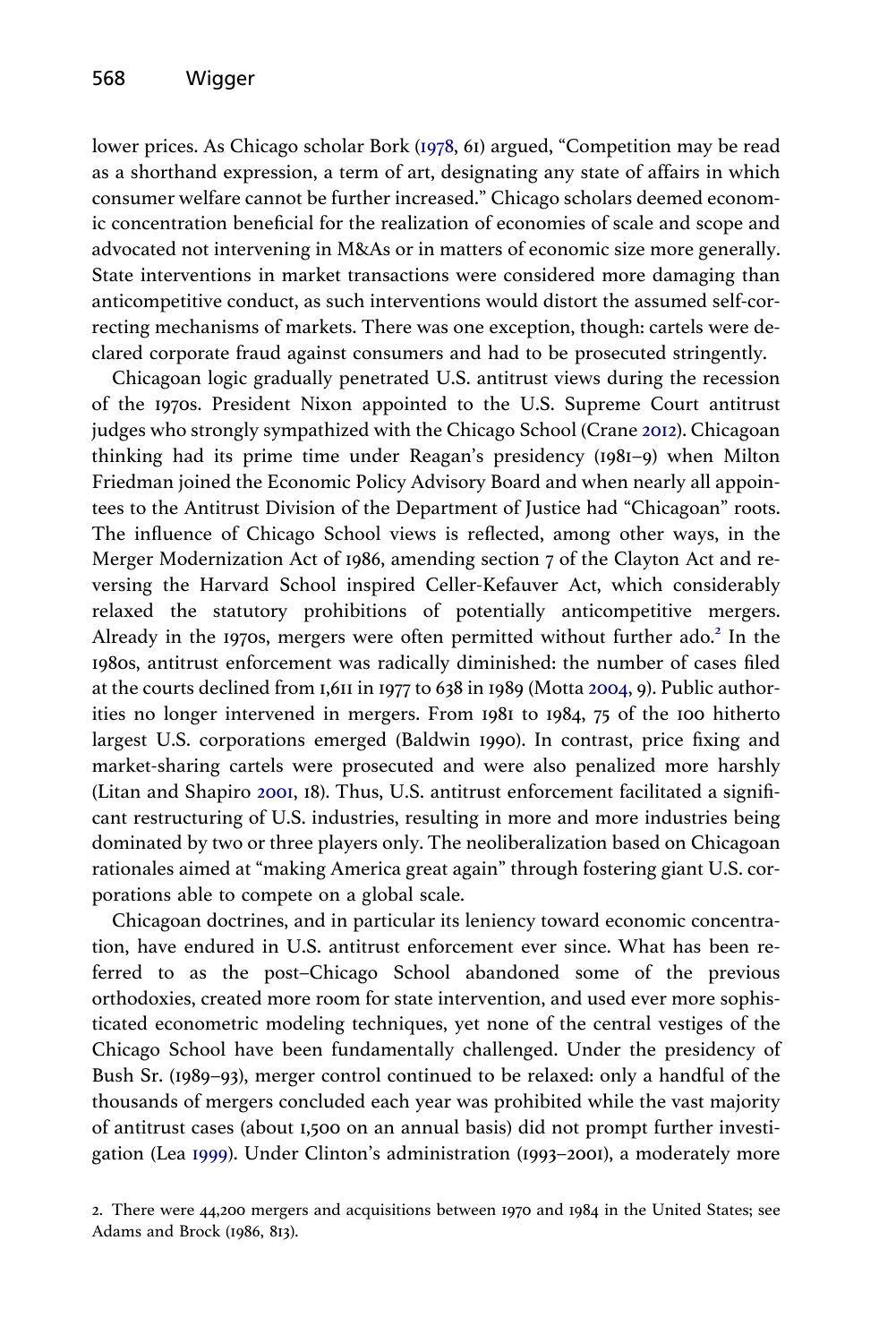lower prices. As Chicago scholar Bork (1978, 61) argued, "Competition may be read as a shorthand expression, a term of art, designating any state of affairs in which consumer welfare cannot be further increased." Chicago scholars deemed economic concentration beneficial for the realization of economies of scale and scope and advocated not intervening in M&As or in matters of economic size more generally. State interventions in market transactions were considered more damaging than anticompetitive conduct, as such interventions would distort the assumed self-correcting mechanisms of markets. There was one exception, though: cartels were declared corporate fraud against consumers and had to be prosecuted stringently.

Chicagoan logic gradually penetrated U.S. antitrust views during the recession of the 1970s. President Nixon appointed to the U.S. Supreme Court antitrust judges who strongly sympathized with the Chicago School (Crane 2012). Chicagoan thinking had its prime time under Reagan's presidency (1981–9) when Milton Friedman joined the Economic Policy Advisory Board and when nearly all appointees to the Antitrust Division of the Department of Justice had "Chicagoan" roots. The influence of Chicago School views is reflected, among other ways, in the Merger Modernization Act of 1986, amending section 7 of the Clayton Act and reversing the Harvard School inspired Celler-Kefauver Act, which considerably relaxed the statutory prohibitions of potentially anticompetitive mergers. Already in the 1970s, mergers were often permitted without further ado.[2] In the 1980s, antitrust enforcement was radically diminished: the number of cases filed at the courts declined from 1,611 in 1977 to 638 in 1989 (Motta 2004, 9). Public authorities no longer intervened in mergers. From 1981 to 1984, 75 of the 100 hitherto largest U.S. corporations emerged (Baldwin 1990). In contrast, price fixing and market-sharing cartels were prosecuted and were also penalized more harshly (Litan and Shapiro 2001, 18). Thus, U.S. antitrust enforcement facilitated a significant restructuring of U.S. industries, resulting in more and more industries being dominated by two or three players only. The neoliberalization based on Chicagoan rationales aimed at "making America great again" through fostering giant U.S. corporations able to compete on a global scale.

Chicagoan doctrines, and in particular its leniency toward economic concentration, have endured in U.S. antitrust enforcement ever since. What has been referred to as the post–Chicago School abandoned some of the previous orthodoxies, created more room for state intervention, and used ever more sophisticated econometric modeling techniques, yet none of the central vestiges of the Chicago School have been fundamentally challenged. Under the presidency of Bush Sr. (1989–93), merger control continued to be relaxed: only a handful of the thousands of mergers concluded each year was prohibited while the vast majority of antitrust cases (about 1,500 on an annual basis) did not prompt further investigation (Lea 1999). Under Clinton's administration (1993–2001), a moderately more

2. There were 44,200 mergers and acquisitions between 1970 and 1984 in the United States; see Adams and Brock (1986, 813).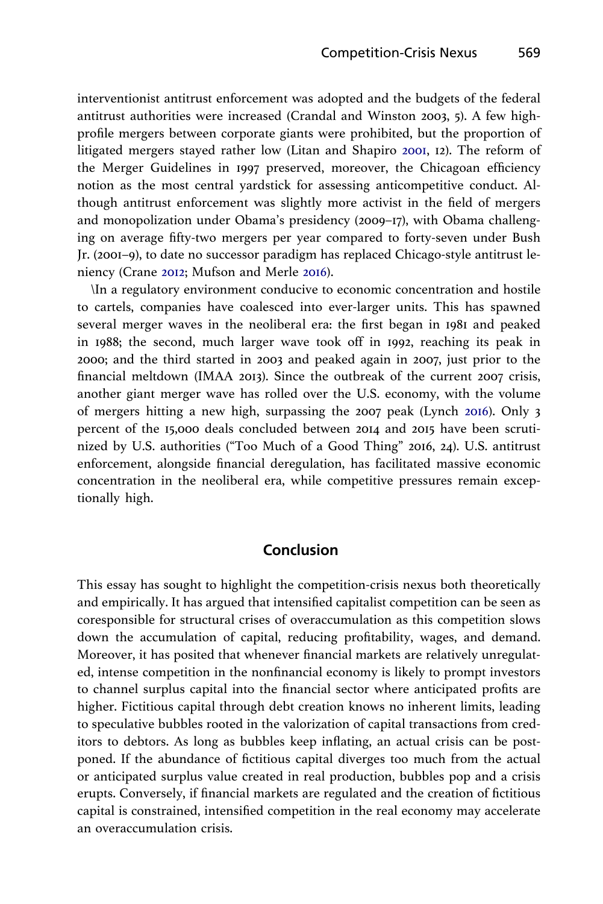interventionist antitrust enforcement was adopted and the budgets of the federal antitrust authorities were increased (Crandal and Winston 2003, 5). A few high-profile mergers between corporate giants were prohibited, but the proportion of litigated mergers stayed rather low (Litan and Shapiro 2001, 12). The reform of the Merger Guidelines in 1997 preserved, moreover, the Chicagoan efficiency notion as the most central yardstick for assessing anticompetitive conduct. Although antitrust enforcement was slightly more activist in the field of mergers and monopolization under Obama's presidency (2009–17), with Obama challenging on average fifty-two mergers per year compared to forty-seven under Bush Jr. (2001–9), to date no successor paradigm has replaced Chicago-style antitrust leniency (Crane 2012; Mufson and Merle 2016).

\In a regulatory environment conducive to economic concentration and hostile to cartels, companies have coalesced into ever-larger units. This has spawned several merger waves in the neoliberal era: the first began in 1981 and peaked in 1988; the second, much larger wave took off in 1992, reaching its peak in 2000; and the third started in 2003 and peaked again in 2007, just prior to the financial meltdown (IMAA 2013). Since the outbreak of the current 2007 crisis, another giant merger wave has rolled over the U.S. economy, with the volume of mergers hitting a new high, surpassing the 2007 peak (Lynch 2016). Only 3 percent of the 15,000 deals concluded between 2014 and 2015 have been scrutinized by U.S. authorities ("Too Much of a Good Thing" 2016, 24). U.S. antitrust enforcement, alongside financial deregulation, has facilitated massive economic concentration in the neoliberal era, while competitive pressures remain exceptionally high.

## Conclusion

This essay has sought to highlight the competition-crisis nexus both theoretically and empirically. It has argued that intensified capitalist competition can be seen as coresponsible for structural crises of overaccumulation as this competition slows down the accumulation of capital, reducing profitability, wages, and demand. Moreover, it has posited that whenever financial markets are relatively unregulated, intense competition in the nonfinancial economy is likely to prompt investors to channel surplus capital into the financial sector where anticipated profits are higher. Fictitious capital through debt creation knows no inherent limits, leading to speculative bubbles rooted in the valorization of capital transactions from creditors to debtors. As long as bubbles keep inflating, an actual crisis can be postponed. If the abundance of fictitious capital diverges too much from the actual or anticipated surplus value created in real production, bubbles pop and a crisis erupts. Conversely, if financial markets are regulated and the creation of fictitious capital is constrained, intensified competition in the real economy may accelerate an overaccumulation crisis.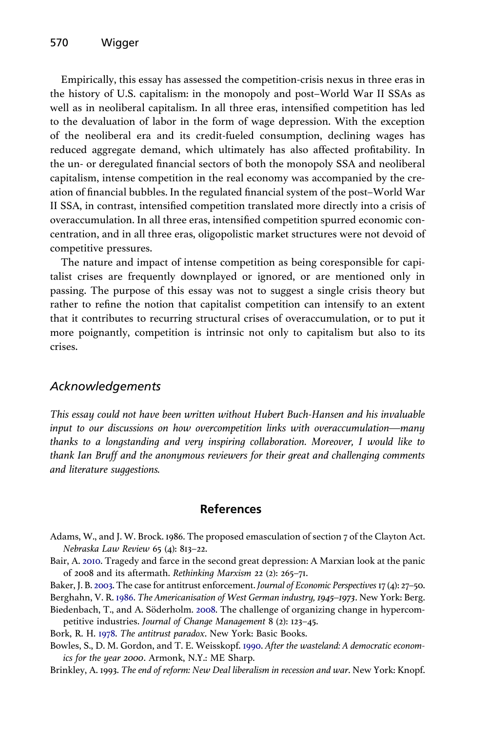Empirically, this essay has assessed the competition-crisis nexus in three eras in the history of U.S. capitalism: in the monopoly and post–World War II SSAs as well as in neoliberal capitalism. In all three eras, intensified competition has led to the devaluation of labor in the form of wage depression. With the exception of the neoliberal era and its credit-fueled consumption, declining wages has reduced aggregate demand, which ultimately has also affected profitability. In the un- or deregulated financial sectors of both the monopoly SSA and neoliberal capitalism, intense competition in the real economy was accompanied by the creation of financial bubbles. In the regulated financial system of the post–World War II SSA, in contrast, intensified competition translated more directly into a crisis of overaccumulation. In all three eras, intensified competition spurred economic concentration, and in all three eras, oligopolistic market structures were not devoid of competitive pressures.

The nature and impact of intense competition as being coresponsible for capitalist crises are frequently downplayed or ignored, or are mentioned only in passing. The purpose of this essay was not to suggest a single crisis theory but rather to refine the notion that capitalist competition can intensify to an extent that it contributes to recurring structural crises of overaccumulation, or to put it more poignantly, competition is intrinsic not only to capitalism but also to its crises.

## *Acknowledgements*

*This essay could not have been written without Hubert Buch-Hansen and his invaluable input to our discussions on how overcompetition links with overaccumulation—many thanks to a longstanding and very inspiring collaboration. Moreover, I would like to thank Ian Bruff and the anonymous reviewers for their great and challenging comments and literature suggestions.*

## References

Adams, W., and J. W. Brock. 1986. The proposed emasculation of section 7 of the Clayton Act. *Nebraska Law Review* 65 (4): 813–22.

Bair, A. 2010. Tragedy and farce in the second great depression: A Marxian look at the panic of 2008 and its aftermath. *Rethinking Marxism* 22 (2): 265–71.

Baker, J. B. 2003. The case for antitrust enforcement. *Journal of Economic Perspectives* 17 (4): 27–50.

Berghahn, V. R. 1986. *The Americanisation of West German industry, 1945–1973*. New York: Berg.

Biedenbach, T., and A. Söderholm. 2008. The challenge of organizing change in hypercompetitive industries. *Journal of Change Management* 8 (2): 123–45.

Bork, R. H. 1978. *The antitrust paradox*. New York: Basic Books.

Bowles, S., D. M. Gordon, and T. E. Weisskopf. 1990. *After the wasteland: A democratic economics for the year 2000*. Armonk, N.Y.: ME Sharp.

Brinkley, A. 1993. *The end of reform: New Deal liberalism in recession and war*. New York: Knopf.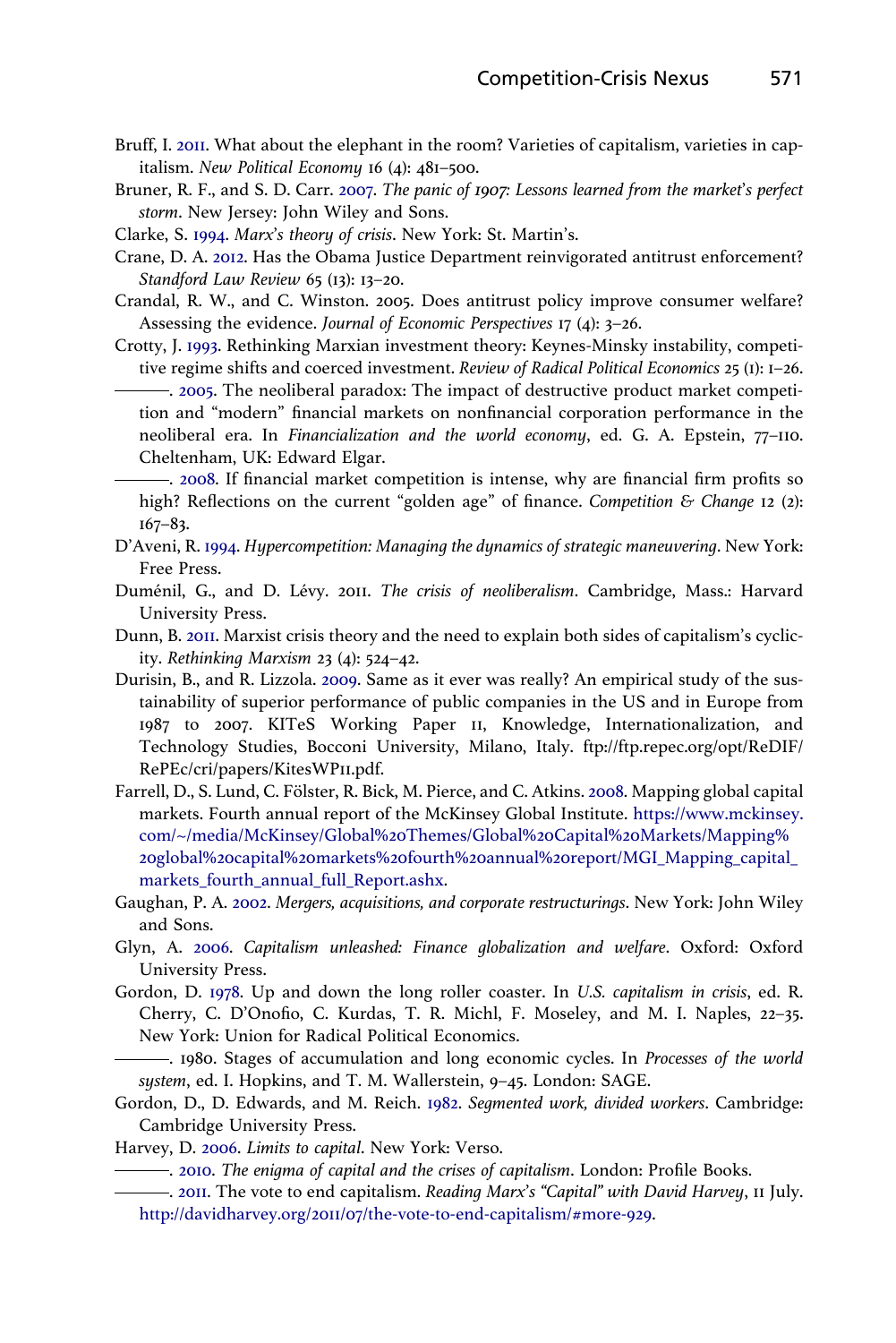Bruff, I. 2011. What about the elephant in the room? Varieties of capitalism, varieties in capitalism. *New Political Economy* 16 (4): 481–500.

Bruner, R. F., and S. D. Carr. 2007. *The panic of 1907: Lessons learned from the market's perfect storm*. New Jersey: John Wiley and Sons.

Clarke, S. 1994. *Marx's theory of crisis*. New York: St. Martin's.

Crane, D. A. 2012. Has the Obama Justice Department reinvigorated antitrust enforcement? *Standford Law Review* 65 (13): 13–20.

Crandal, R. W., and C. Winston. 2005. Does antitrust policy improve consumer welfare? Assessing the evidence. *Journal of Economic Perspectives* 17 (4): 3–26.

Crotty, J. 1993. Rethinking Marxian investment theory: Keynes-Minsky instability, competitive regime shifts and coerced investment. *Review of Radical Political Economics* 25 (1): 1–26.

———. 2005. The neoliberal paradox: The impact of destructive product market competition and "modern" financial markets on nonfinancial corporation performance in the neoliberal era. In *Financialization and the world economy*, ed. G. A. Epstein, 77–110. Cheltenham, UK: Edward Elgar.

———. 2008. If financial market competition is intense, why are financial firm profits so high? Reflections on the current "golden age" of finance. *Competition & Change* 12 (2): 167–83.

D'Aveni, R. 1994. *Hypercompetition: Managing the dynamics of strategic maneuvering*. New York: Free Press.

Duménil, G., and D. Lévy. 2011. *The crisis of neoliberalism*. Cambridge, Mass.: Harvard University Press.

Dunn, B. 2011. Marxist crisis theory and the need to explain both sides of capitalism's cyclicity. *Rethinking Marxism* 23 (4): 524–42.

Durisin, B., and R. Lizzola. 2009. Same as it ever was really? An empirical study of the sustainability of superior performance of public companies in the US and in Europe from 1987 to 2007. KITeS Working Paper 11, Knowledge, Internationalization, and Technology Studies, Bocconi University, Milano, Italy. ftp://ftp.repec.org/opt/ReDIF/RePEc/cri/papers/KitesWP11.pdf.

Farrell, D., S. Lund, C. Fölster, R. Bick, M. Pierce, and C. Atkins. 2008. Mapping global capital markets. Fourth annual report of the McKinsey Global Institute. https://www.mckinsey.com/~/media/McKinsey/Global%20Themes/Global%20Capital%20Markets/Mapping%20global%20capital%20markets%20fourth%20annual%20report/MGI_Mapping_capital_markets_fourth_annual_full_Report.ashx.

Gaughan, P. A. 2002. *Mergers, acquisitions, and corporate restructurings*. New York: John Wiley and Sons.

Glyn, A. 2006. *Capitalism unleashed: Finance globalization and welfare*. Oxford: Oxford University Press.

Gordon, D. 1978. Up and down the long roller coaster. In *U.S. capitalism in crisis*, ed. R. Cherry, C. D'Onofio, C. Kurdas, T. R. Michl, F. Moseley, and M. I. Naples, 22–35. New York: Union for Radical Political Economics.

———. 1980. Stages of accumulation and long economic cycles. In *Processes of the world system*, ed. I. Hopkins, and T. M. Wallerstein, 9–45. London: SAGE.

Gordon, D., D. Edwards, and M. Reich. 1982. *Segmented work, divided workers*. Cambridge: Cambridge University Press.

Harvey, D. 2006. *Limits to capital*. New York: Verso.

———. 2010. *The enigma of capital and the crises of capitalism*. London: Profile Books.

———. 2011. The vote to end capitalism. *Reading Marx's "Capital" with David Harvey*, 11 July. http://davidharvey.org/2011/07/the-vote-to-end-capitalism/#more-929.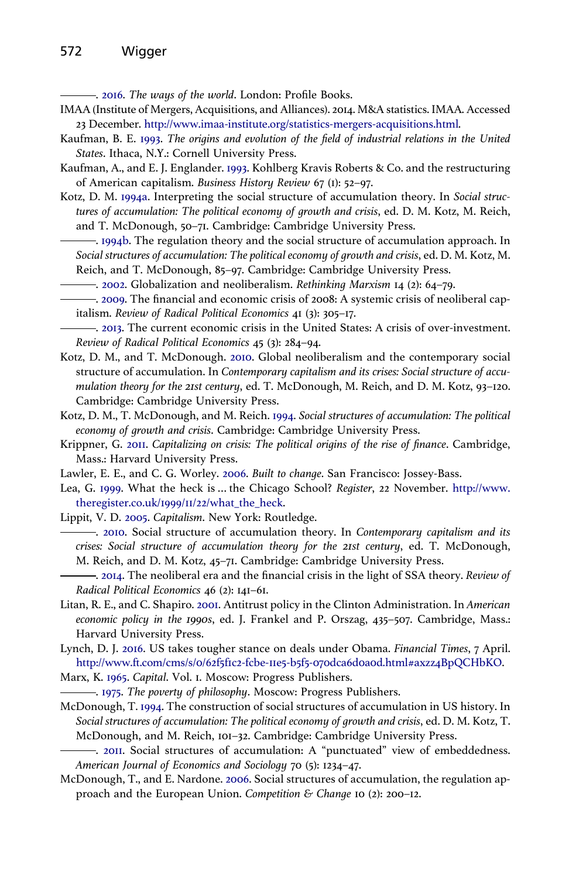———. 2016. *The ways of the world*. London: Profile Books.

IMAA (Institute of Mergers, Acquisitions, and Alliances). 2014. M&A statistics. IMAA. Accessed 23 December. http://www.imaa-institute.org/statistics-mergers-acquisitions.html.

Kaufman, B. E. 1993. *The origins and evolution of the field of industrial relations in the United States*. Ithaca, N.Y.: Cornell University Press.

Kaufman, A., and E. J. Englander. 1993. Kohlberg Kravis Roberts & Co. and the restructuring of American capitalism. *Business History Review* 67 (1): 52–97.

Kotz, D. M. 1994a. Interpreting the social structure of accumulation theory. In *Social structures of accumulation: The political economy of growth and crisis*, ed. D. M. Kotz, M. Reich, and T. McDonough, 50–71. Cambridge: Cambridge University Press.

———. 1994b. The regulation theory and the social structure of accumulation approach. In *Social structures of accumulation: The political economy of growth and crisis*, ed. D. M. Kotz, M. Reich, and T. McDonough, 85–97. Cambridge: Cambridge University Press.

———. 2002. Globalization and neoliberalism. *Rethinking Marxism* 14 (2): 64–79.

———. 2009. The financial and economic crisis of 2008: A systemic crisis of neoliberal capitalism. *Review of Radical Political Economics* 41 (3): 305–17.

———. 2013. The current economic crisis in the United States: A crisis of over-investment. *Review of Radical Political Economics* 45 (3): 284–94.

Kotz, D. M., and T. McDonough. 2010. Global neoliberalism and the contemporary social structure of accumulation. In *Contemporary capitalism and its crises: Social structure of accumulation theory for the 21st century*, ed. T. McDonough, M. Reich, and D. M. Kotz, 93–120. Cambridge: Cambridge University Press.

Kotz, D. M., T. McDonough, and M. Reich. 1994. *Social structures of accumulation: The political economy of growth and crisis*. Cambridge: Cambridge University Press.

Krippner, G. 2011. *Capitalizing on crisis: The political origins of the rise of finance*. Cambridge, Mass.: Harvard University Press.

Lawler, E. E., and C. G. Worley. 2006. *Built to change*. San Francisco: Jossey-Bass.

Lea, G. 1999. What the heck is … the Chicago School? *Register*, 22 November. http://www.theregister.co.uk/1999/11/22/what_the_heck.

Lippit, V. D. 2005. *Capitalism*. New York: Routledge.

———. 2010. Social structure of accumulation theory. In *Contemporary capitalism and its crises: Social structure of accumulation theory for the 21st century*, ed. T. McDonough, M. Reich, and D. M. Kotz, 45–71. Cambridge: Cambridge University Press.

———. 2014. The neoliberal era and the financial crisis in the light of SSA theory. *Review of Radical Political Economics* 46 (2): 141–61.

Litan, R. E., and C. Shapiro. 2001. Antitrust policy in the Clinton Administration. In *American economic policy in the 1990s*, ed. J. Frankel and P. Orszag, 435–507. Cambridge, Mass.: Harvard University Press.

Lynch, D. J. 2016. US takes tougher stance on deals under Obama. *Financial Times*, 7 April. http://www.ft.com/cms/s/0/62f5f1c2-fcbe-11e5-b5f5-070dca6d0a0d.html#axzz4BpQCHbKO.

Marx, K. 1965. *Capital*. Vol. 1. Moscow: Progress Publishers.

———. 1975. *The poverty of philosophy*. Moscow: Progress Publishers.

McDonough, T. 1994. The construction of social structures of accumulation in US history. In *Social structures of accumulation: The political economy of growth and crisis*, ed. D. M. Kotz, T. McDonough, and M. Reich, 101–32. Cambridge: Cambridge University Press.

———. 2011. Social structures of accumulation: A "punctuated" view of embeddedness. *American Journal of Economics and Sociology* 70 (5): 1234–47.

McDonough, T., and E. Nardone. 2006. Social structures of accumulation, the regulation approach and the European Union. *Competition & Change* 10 (2): 200–12.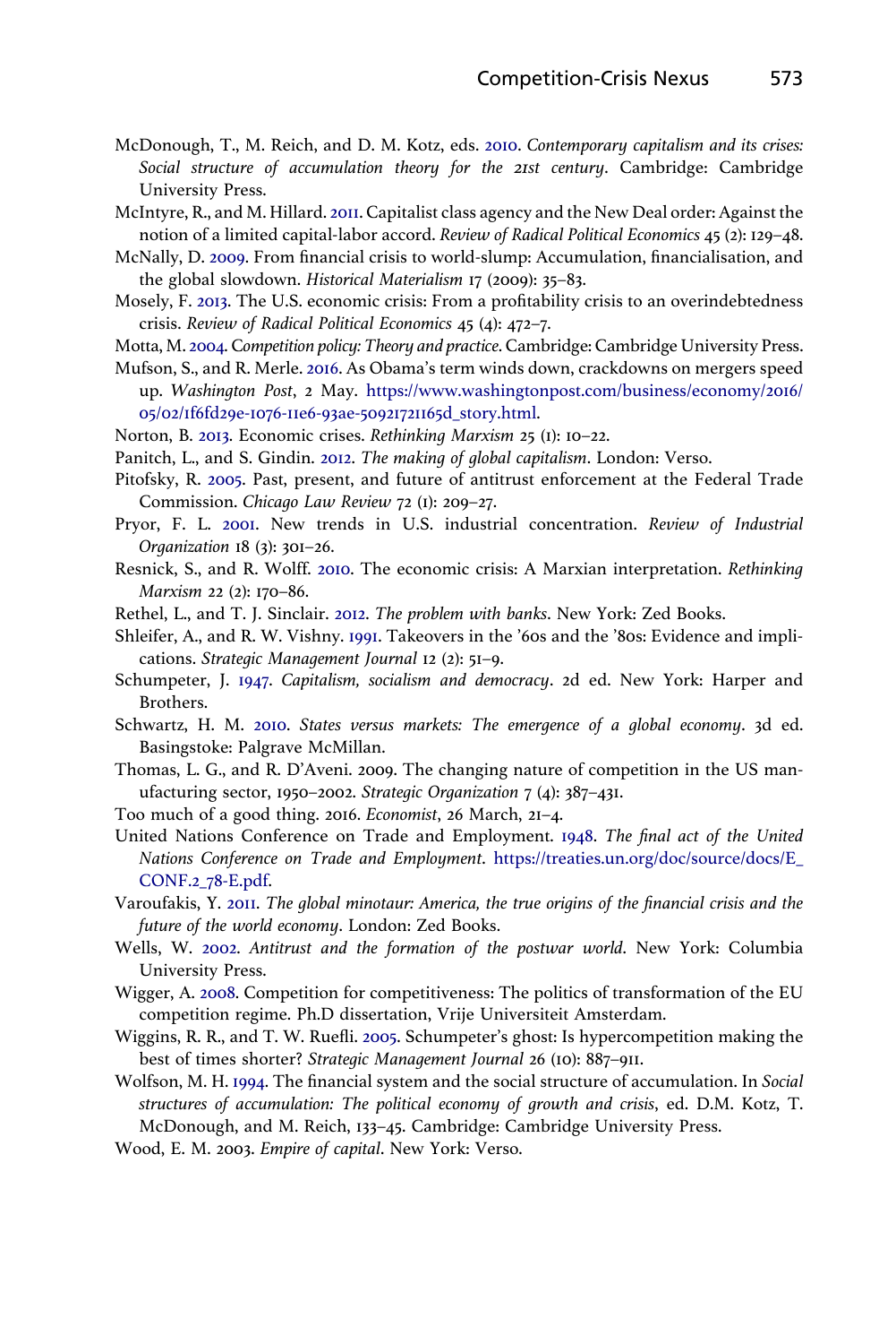McDonough, T., M. Reich, and D. M. Kotz, eds. 2010. *Contemporary capitalism and its crises: Social structure of accumulation theory for the 21st century*. Cambridge: Cambridge University Press.

McIntyre, R., and M. Hillard. 2011. Capitalist class agency and the New Deal order: Against the notion of a limited capital-labor accord. *Review of Radical Political Economics* 45 (2): 129–48.

McNally, D. 2009. From financial crisis to world-slump: Accumulation, financialisation, and the global slowdown. *Historical Materialism* 17 (2009): 35–83.

Mosely, F. 2013. The U.S. economic crisis: From a profitability crisis to an overindebtedness crisis. *Review of Radical Political Economics* 45 (4): 472–7.

Motta, M. 2004. *Competition policy: Theory and practice*. Cambridge: Cambridge University Press.

Mufson, S., and R. Merle. 2016. As Obama's term winds down, crackdowns on mergers speed up. *Washington Post*, 2 May. https://www.washingtonpost.com/business/economy/2016/05/02/1f6fd29e-1076-11e6-93ae-50921721165d_story.html.

Norton, B. 2013. Economic crises. *Rethinking Marxism* 25 (1): 10–22.

Panitch, L., and S. Gindin. 2012. *The making of global capitalism*. London: Verso.

Pitofsky, R. 2005. Past, present, and future of antitrust enforcement at the Federal Trade Commission. *Chicago Law Review* 72 (1): 209–27.

Pryor, F. L. 2001. New trends in U.S. industrial concentration. *Review of Industrial Organization* 18 (3): 301–26.

Resnick, S., and R. Wolff. 2010. The economic crisis: A Marxian interpretation. *Rethinking Marxism* 22 (2): 170–86.

Rethel, L., and T. J. Sinclair. 2012. *The problem with banks*. New York: Zed Books.

Shleifer, A., and R. W. Vishny. 1991. Takeovers in the '60s and the '80s: Evidence and implications. *Strategic Management Journal* 12 (2): 51–9.

Schumpeter, J. 1947. *Capitalism, socialism and democracy*. 2d ed. New York: Harper and Brothers.

Schwartz, H. M. 2010. *States versus markets: The emergence of a global economy*. 3d ed. Basingstoke: Palgrave McMillan.

Thomas, L. G., and R. D'Aveni. 2009. The changing nature of competition in the US manufacturing sector, 1950–2002. *Strategic Organization* 7 (4): 387–431.

Too much of a good thing. 2016. *Economist*, 26 March, 21–4.

United Nations Conference on Trade and Employment. 1948. *The final act of the United Nations Conference on Trade and Employment*. https://treaties.un.org/doc/source/docs/E_CONF.2_78-E.pdf.

Varoufakis, Y. 2011. *The global minotaur: America, the true origins of the financial crisis and the future of the world economy*. London: Zed Books.

Wells, W. 2002. *Antitrust and the formation of the postwar world*. New York: Columbia University Press.

Wigger, A. 2008. Competition for competitiveness: The politics of transformation of the EU competition regime. Ph.D dissertation, Vrije Universiteit Amsterdam.

Wiggins, R. R., and T. W. Ruefli. 2005. Schumpeter's ghost: Is hypercompetition making the best of times shorter? *Strategic Management Journal* 26 (10): 887–911.

Wolfson, M. H. 1994. The financial system and the social structure of accumulation. In *Social structures of accumulation: The political economy of growth and crisis*, ed. D.M. Kotz, T. McDonough, and M. Reich, 133–45. Cambridge: Cambridge University Press.

Wood, E. M. 2003. *Empire of capital*. New York: Verso.